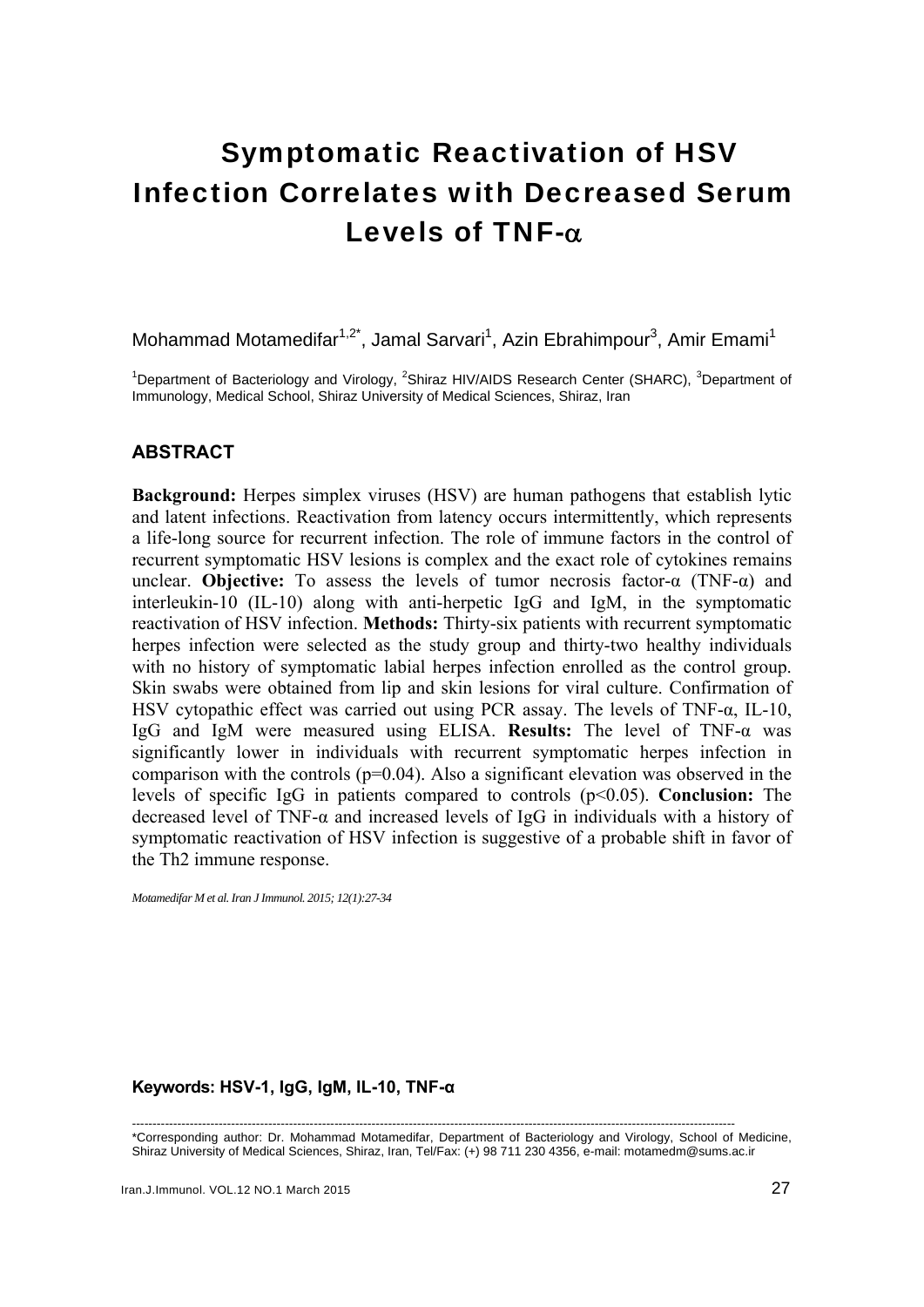# Symptomatic Reactivation of HSV Infection Correlates with Decreased Serum Levels of TNF-α

Mohammad Motamedifar[1,2*], Jamal Sarvari[1], Azin Ebrahimpour[3], Amir Emami[1]

[1]Department of Bacteriology and Virology, [2]Shiraz HIV/AIDS Research Center (SHARC), [3]Department of Immunology, Medical School, Shiraz University of Medical Sciences, Shiraz, Iran

## ABSTRACT

**Background:** Herpes simplex viruses (HSV) are human pathogens that establish lytic and latent infections. Reactivation from latency occurs intermittently, which represents a life-long source for recurrent infection. The role of immune factors in the control of recurrent symptomatic HSV lesions is complex and the exact role of cytokines remains unclear. **Objective:** To assess the levels of tumor necrosis factor-α (TNF-α) and interleukin-10 (IL-10) along with anti-herpetic IgG and IgM, in the symptomatic reactivation of HSV infection. **Methods:** Thirty-six patients with recurrent symptomatic herpes infection were selected as the study group and thirty-two healthy individuals with no history of symptomatic labial herpes infection enrolled as the control group. Skin swabs were obtained from lip and skin lesions for viral culture. Confirmation of HSV cytopathic effect was carried out using PCR assay. The levels of TNF-α, IL-10, IgG and IgM were measured using ELISA. **Results:** The level of TNF-α was significantly lower in individuals with recurrent symptomatic herpes infection in comparison with the controls ($p=0.04$). Also a significant elevation was observed in the levels of specific IgG in patients compared to controls ($p<0.05$). **Conclusion:** The decreased level of TNF-α and increased levels of IgG in individuals with a history of symptomatic reactivation of HSV infection is suggestive of a probable shift in favor of the Th2 immune response.

*Motamedifar M et al. Iran J Immunol. 2015; 12(1):27-34*

**Keywords: HSV-1, IgG, IgM, IL-10, TNF-α**

---

*Corresponding author: Dr. Mohammad Motamedifar, Department of Bacteriology and Virology, School of Medicine, Shiraz University of Medical Sciences, Shiraz, Iran, Tel/Fax: (+) 98 711 230 4356, e-mail: motamedm@sums.ac.ir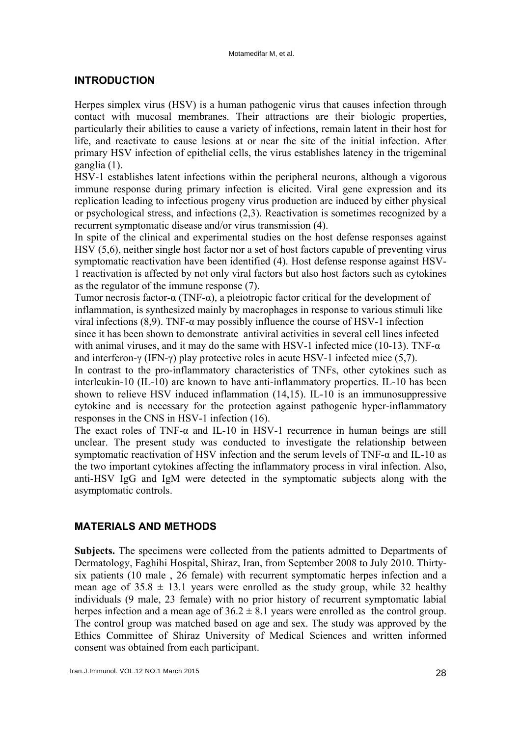## INTRODUCTION

Herpes simplex virus (HSV) is a human pathogenic virus that causes infection through contact with mucosal membranes. Their attractions are their biologic properties, particularly their abilities to cause a variety of infections, remain latent in their host for life, and reactivate to cause lesions at or near the site of the initial infection. After primary HSV infection of epithelial cells, the virus establishes latency in the trigeminal ganglia (1).

HSV-1 establishes latent infections within the peripheral neurons, although a vigorous immune response during primary infection is elicited. Viral gene expression and its replication leading to infectious progeny virus production are induced by either physical or psychological stress, and infections (2,3). Reactivation is sometimes recognized by a recurrent symptomatic disease and/or virus transmission (4).

In spite of the clinical and experimental studies on the host defense responses against HSV (5,6), neither single host factor nor a set of host factors capable of preventing virus symptomatic reactivation have been identified (4). Host defense response against HSV-1 reactivation is affected by not only viral factors but also host factors such as cytokines as the regulator of the immune response (7).

Tumor necrosis factor-α (TNF-α), a pleiotropic factor critical for the development of inflammation, is synthesized mainly by macrophages in response to various stimuli like viral infections (8,9). TNF-α may possibly influence the course of HSV-1 infection since it has been shown to demonstrate antiviral activities in several cell lines infected with animal viruses, and it may do the same with HSV-1 infected mice (10-13). TNF-α and interferon-γ (IFN-γ) play protective roles in acute HSV-1 infected mice (5,7).

In contrast to the pro-inflammatory characteristics of TNFs, other cytokines such as interleukin-10 (IL-10) are known to have anti-inflammatory properties. IL-10 has been shown to relieve HSV induced inflammation (14,15). IL-10 is an immunosuppressive cytokine and is necessary for the protection against pathogenic hyper-inflammatory responses in the CNS in HSV-1 infection (16).

The exact roles of TNF-α and IL-10 in HSV-1 recurrence in human beings are still unclear. The present study was conducted to investigate the relationship between symptomatic reactivation of HSV infection and the serum levels of TNF-α and IL-10 as the two important cytokines affecting the inflammatory process in viral infection. Also, anti-HSV IgG and IgM were detected in the symptomatic subjects along with the asymptomatic controls.

## MATERIALS AND METHODS

**Subjects.** The specimens were collected from the patients admitted to Departments of Dermatology, Faghihi Hospital, Shiraz, Iran, from September 2008 to July 2010. Thirty-six patients (10 male , 26 female) with recurrent symptomatic herpes infection and a mean age of $35.8 \pm 13.1$ years were enrolled as the study group, while 32 healthy individuals (9 male, 23 female) with no prior history of recurrent symptomatic labial herpes infection and a mean age of $36.2 \pm 8.1$ years were enrolled as the control group. The control group was matched based on age and sex. The study was approved by the Ethics Committee of Shiraz University of Medical Sciences and written informed consent was obtained from each participant.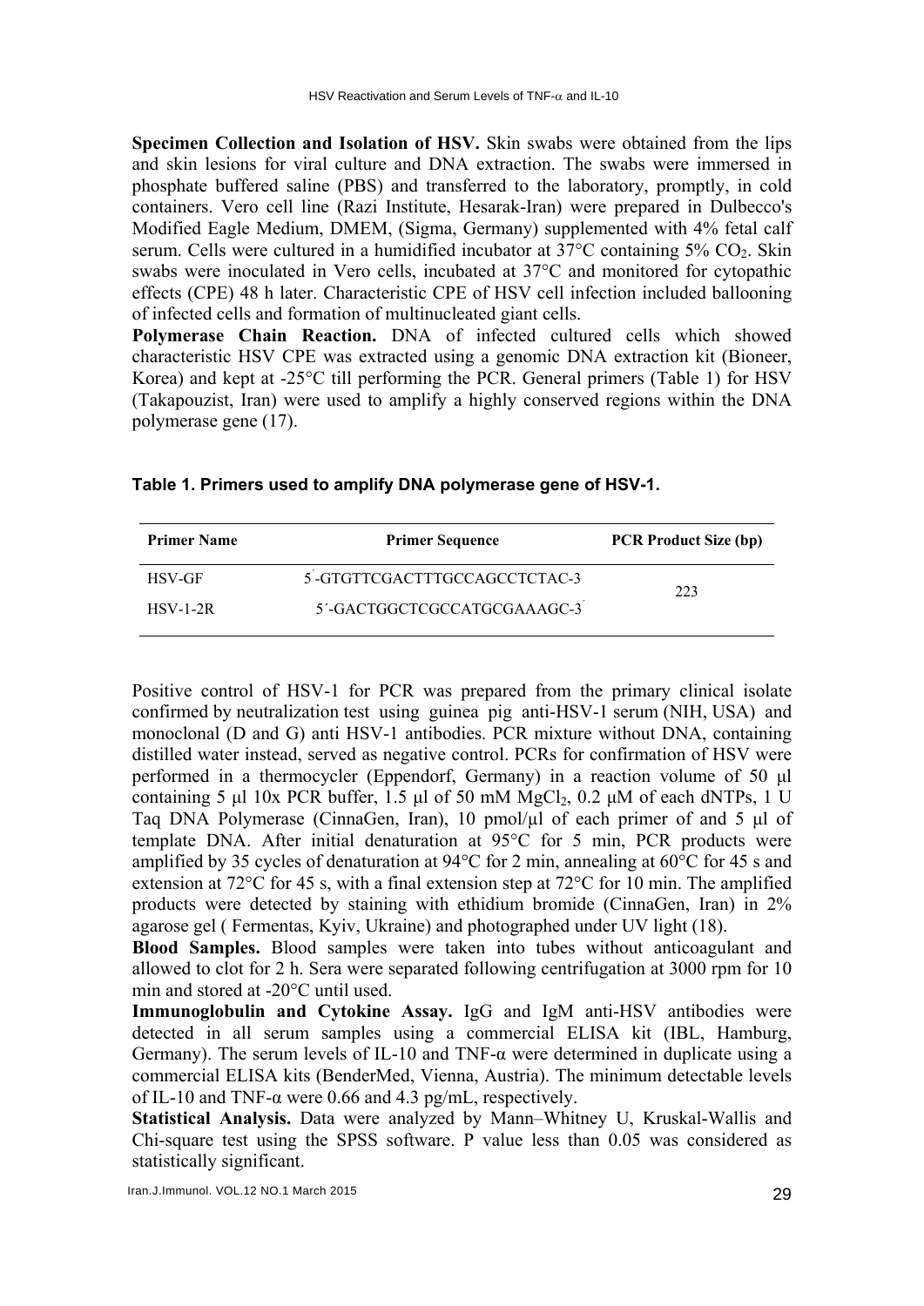**Specimen Collection and Isolation of HSV.** Skin swabs were obtained from the lips and skin lesions for viral culture and DNA extraction. The swabs were immersed in phosphate buffered saline (PBS) and transferred to the laboratory, promptly, in cold containers. Vero cell line (Razi Institute, Hesarak-Iran) were prepared in Dulbecco's Modified Eagle Medium, DMEM, (Sigma, Germany) supplemented with 4% fetal calf serum. Cells were cultured in a humidified incubator at 37°C containing 5% $CO_2$. Skin swabs were inoculated in Vero cells, incubated at 37°C and monitored for cytopathic effects (CPE) 48 h later. Characteristic CPE of HSV cell infection included ballooning of infected cells and formation of multinucleated giant cells.

**Polymerase Chain Reaction.** DNA of infected cultured cells which showed characteristic HSV CPE was extracted using a genomic DNA extraction kit (Bioneer, Korea) and kept at -25°C till performing the PCR. General primers (Table 1) for HSV (Takapouzist, Iran) were used to amplify a highly conserved regions within the DNA polymerase gene (17).

**Table 1. Primers used to amplify DNA polymerase gene of HSV-1.**

| Primer Name | Primer Sequence | PCR Product Size (bp) |
|---|---|---|
| HSV-GF | 5΄-GTGTTCGACTTTGCCAGCCTCTAC-3 | 223 |
| HSV-1-2R | 5΄-GACTGGCTCGCCATGCGAAAGC-3΄ | |

Positive control of HSV-1 for PCR was prepared from the primary clinical isolate confirmed by neutralization test using guinea pig anti-HSV-1 serum (NIH, USA) and monoclonal (D and G) anti HSV-1 antibodies. PCR mixture without DNA, containing distilled water instead, served as negative control. PCRs for confirmation of HSV were performed in a thermocycler (Eppendorf, Germany) in a reaction volume of 50 μl containing 5 μl 10x PCR buffer, 1.5 μl of 50 mM $MgCl_2$, 0.2 μM of each dNTPs, 1 U Taq DNA Polymerase (CinnaGen, Iran), 10 pmol/μl of each primer of and 5 μl of template DNA. After initial denaturation at 95°C for 5 min, PCR products were amplified by 35 cycles of denaturation at 94°C for 2 min, annealing at 60°C for 45 s and extension at 72°C for 45 s, with a final extension step at 72°C for 10 min. The amplified products were detected by staining with ethidium bromide (CinnaGen, Iran) in 2% agarose gel ( Fermentas, Kyiv, Ukraine) and photographed under UV light (18).

**Blood Samples.** Blood samples were taken into tubes without anticoagulant and allowed to clot for 2 h. Sera were separated following centrifugation at 3000 rpm for 10 min and stored at -20°C until used.

**Immunoglobulin and Cytokine Assay.** IgG and IgM anti-HSV antibodies were detected in all serum samples using a commercial ELISA kit (IBL, Hamburg, Germany). The serum levels of IL-10 and TNF-α were determined in duplicate using a commercial ELISA kits (BenderMed, Vienna, Austria). The minimum detectable levels of IL-10 and TNF-α were 0.66 and 4.3 pg/mL, respectively.

**Statistical Analysis.** Data were analyzed by Mann–Whitney U, Kruskal-Wallis and Chi-square test using the SPSS software. P value less than 0.05 was considered as statistically significant.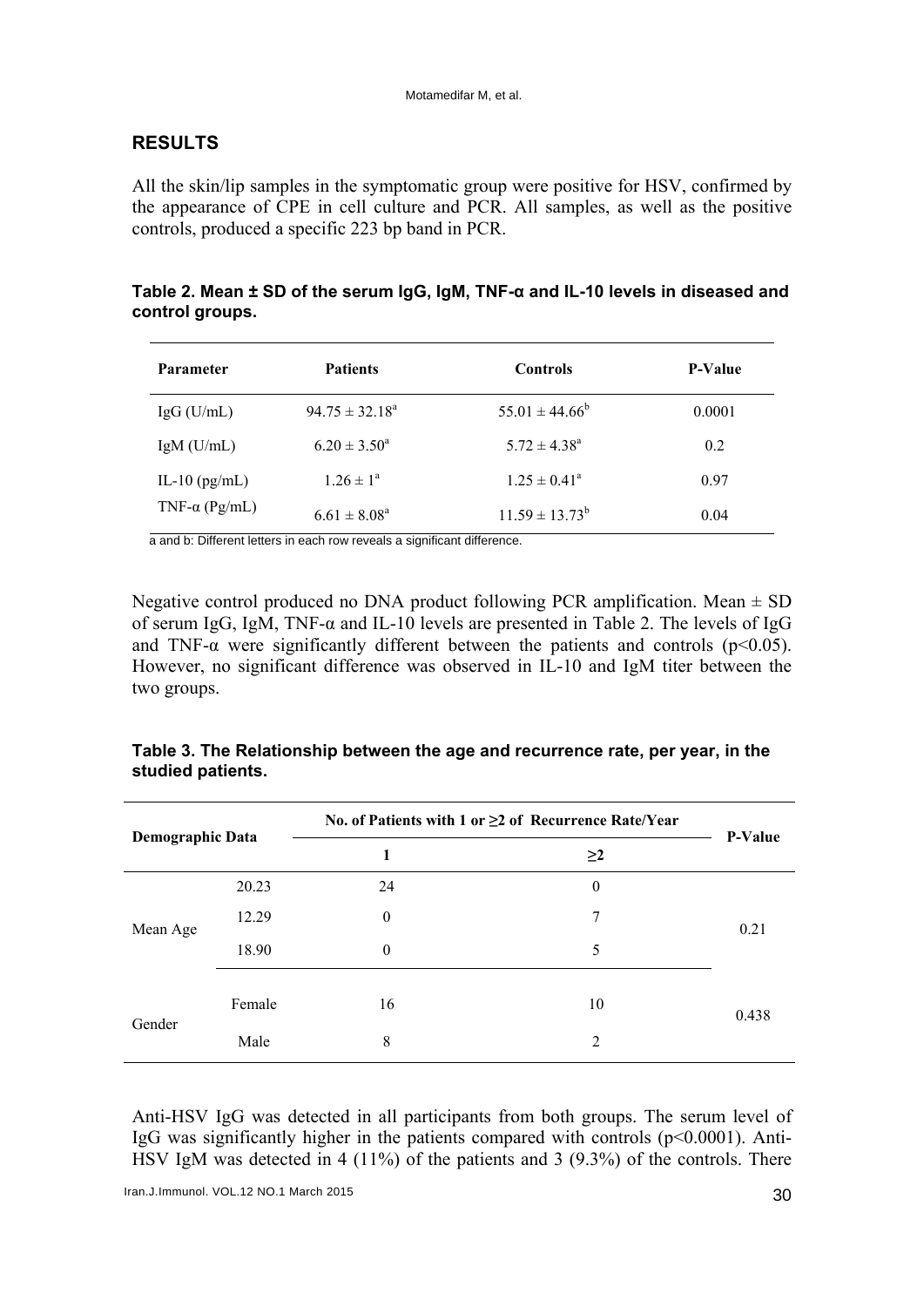## RESULTS

All the skin/lip samples in the symptomatic group were positive for HSV, confirmed by the appearance of CPE in cell culture and PCR. All samples, as well as the positive controls, produced a specific 223 bp band in PCR.

**Table 2. Mean ± SD of the serum IgG, IgM, TNF-α and IL-10 levels in diseased and control groups.**

| Parameter | Patients | Controls | P-Value |
|---|---|---|---|
| IgG (U/mL) | $94.75 \pm 32.18^a$ | $55.01 \pm 44.66^b$ | 0.0001 |
| IgM (U/mL) | $6.20 \pm 3.50^a$ | $5.72 \pm 4.38^a$ | 0.2 |
| IL-10 (pg/mL) | $1.26 \pm 1^a$ | $1.25 \pm 0.41^a$ | 0.97 |
| TNF-α (Pg/mL) | $6.61 \pm 8.08^a$ | $11.59 \pm 13.73^b$ | 0.04 |

a and b: Different letters in each row reveals a significant difference.

Negative control produced no DNA product following PCR amplification. Mean ± SD of serum IgG, IgM, TNF-α and IL-10 levels are presented in Table 2. The levels of IgG and TNF-α were significantly different between the patients and controls ($p<0.05$). However, no significant difference was observed in IL-10 and IgM titer between the two groups.

**Table 3. The Relationship between the age and recurrence rate, per year, in the studied patients.**

| Demographic Data | | No. of Patients with 1 or ≥2 of Recurrence Rate/Year | | P-Value |
|---|---|---|---|---|
| | | 1 | ≥2 | |
| Mean Age | 20.23 | 24 | 0 | 0.21 |
| | 12.29 | 0 | 7 | |
| | 18.90 | 0 | 5 | |
| Gender | Female | 16 | 10 | 0.438 |
| | Male | 8 | 2 | |

Anti-HSV IgG was detected in all participants from both groups. The serum level of IgG was significantly higher in the patients compared with controls ($p<0.0001$). Anti-HSV IgM was detected in 4 (11%) of the patients and 3 (9.3%) of the controls. There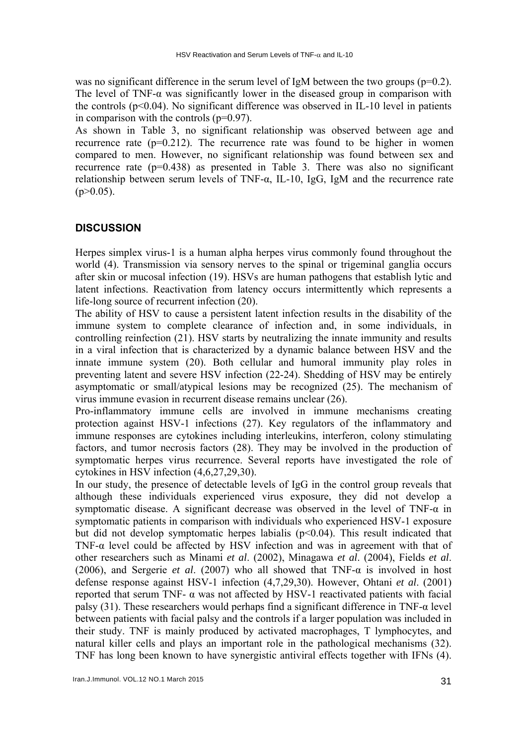was no significant difference in the serum level of IgM between the two groups ($p=0.2$). The level of TNF-α was significantly lower in the diseased group in comparison with the controls ($p<0.04$). No significant difference was observed in IL-10 level in patients in comparison with the controls ($p=0.97$).

As shown in Table 3, no significant relationship was observed between age and recurrence rate ($p=0.212$). The recurrence rate was found to be higher in women compared to men. However, no significant relationship was found between sex and recurrence rate ($p=0.438$) as presented in Table 3. There was also no significant relationship between serum levels of TNF-α, IL-10, IgG, IgM and the recurrence rate ($p>0.05$).

## DISCUSSION

Herpes simplex virus-1 is a human alpha herpes virus commonly found throughout the world (4). Transmission via sensory nerves to the spinal or trigeminal ganglia occurs after skin or mucosal infection (19). HSVs are human pathogens that establish lytic and latent infections. Reactivation from latency occurs intermittently which represents a life-long source of recurrent infection (20).

The ability of HSV to cause a persistent latent infection results in the disability of the immune system to complete clearance of infection and, in some individuals, in controlling reinfection (21). HSV starts by neutralizing the innate immunity and results in a viral infection that is characterized by a dynamic balance between HSV and the innate immune system (20). Both cellular and humoral immunity play roles in preventing latent and severe HSV infection (22-24). Shedding of HSV may be entirely asymptomatic or small/atypical lesions may be recognized (25). The mechanism of virus immune evasion in recurrent disease remains unclear (26).

Pro-inflammatory immune cells are involved in immune mechanisms creating protection against HSV-1 infections (27). Key regulators of the inflammatory and immune responses are cytokines including interleukins, interferon, colony stimulating factors, and tumor necrosis factors (28). They may be involved in the production of symptomatic herpes virus recurrence. Several reports have investigated the role of cytokines in HSV infection (4,6,27,29,30).

In our study, the presence of detectable levels of IgG in the control group reveals that although these individuals experienced virus exposure, they did not develop a symptomatic disease. A significant decrease was observed in the level of TNF-α in symptomatic patients in comparison with individuals who experienced HSV-1 exposure but did not develop symptomatic herpes labialis ($p<0.04$). This result indicated that TNF-α level could be affected by HSV infection and was in agreement with that of other researchers such as Minami *et al*. (2002), Minagawa *et al*. (2004), Fields *et al*. (2006), and Sergerie *et al*. (2007) who all showed that TNF-α is involved in host defense response against HSV-1 infection (4,7,29,30). However, Ohtani *et al*. (2001) reported that serum TNF- α was not affected by HSV-1 reactivated patients with facial palsy (31). These researchers would perhaps find a significant difference in TNF-α level between patients with facial palsy and the controls if a larger population was included in their study. TNF is mainly produced by activated macrophages, T lymphocytes, and natural killer cells and plays an important role in the pathological mechanisms (32). TNF has long been known to have synergistic antiviral effects together with IFNs (4).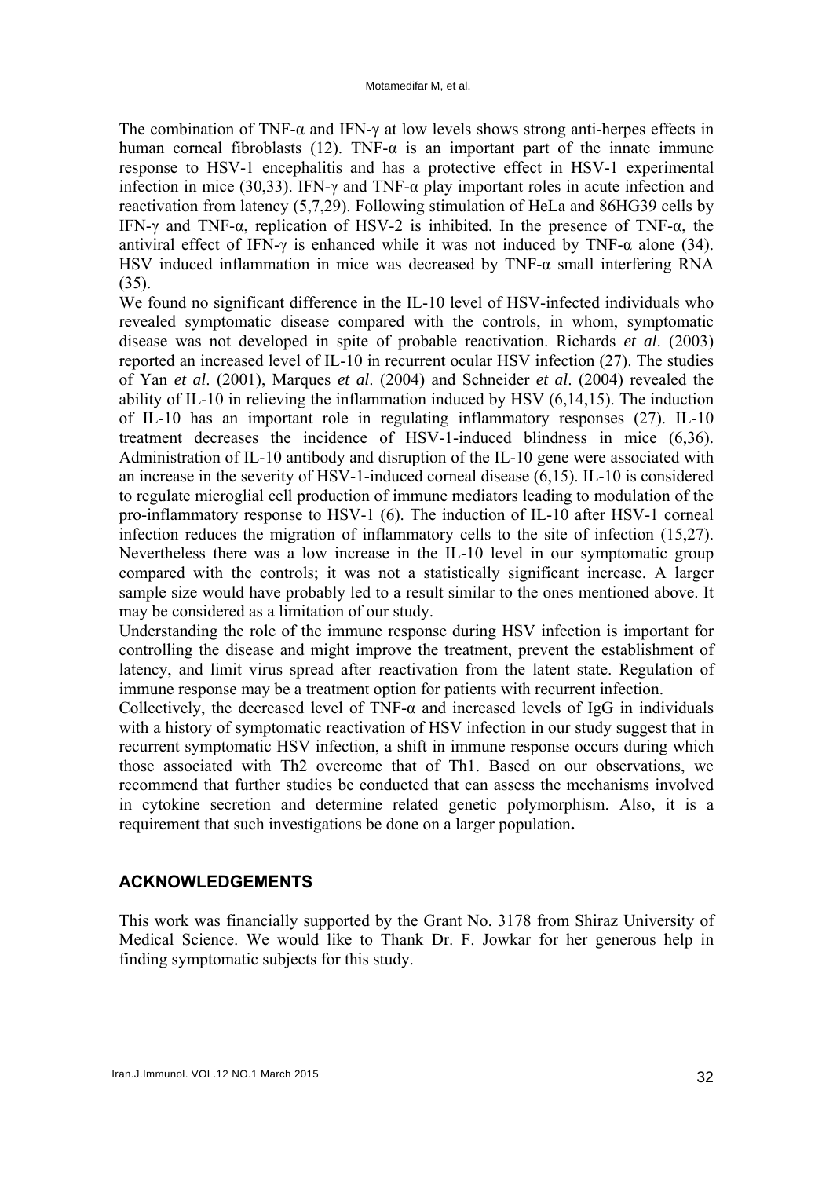The combination of TNF-α and IFN-γ at low levels shows strong anti-herpes effects in human corneal fibroblasts (12). TNF-α is an important part of the innate immune response to HSV-1 encephalitis and has a protective effect in HSV-1 experimental infection in mice (30,33). IFN-γ and TNF-α play important roles in acute infection and reactivation from latency (5,7,29). Following stimulation of HeLa and 86HG39 cells by IFN-γ and TNF-α, replication of HSV-2 is inhibited. In the presence of TNF-α, the antiviral effect of IFN-γ is enhanced while it was not induced by TNF-α alone (34). HSV induced inflammation in mice was decreased by TNF-α small interfering RNA (35).

We found no significant difference in the IL-10 level of HSV-infected individuals who revealed symptomatic disease compared with the controls, in whom, symptomatic disease was not developed in spite of probable reactivation. Richards *et al*. (2003) reported an increased level of IL-10 in recurrent ocular HSV infection (27). The studies of Yan *et al*. (2001), Marques *et al*. (2004) and Schneider *et al*. (2004) revealed the ability of IL-10 in relieving the inflammation induced by HSV (6,14,15). The induction of IL-10 has an important role in regulating inflammatory responses (27). IL-10 treatment decreases the incidence of HSV-1-induced blindness in mice (6,36). Administration of IL-10 antibody and disruption of the IL-10 gene were associated with an increase in the severity of HSV-1-induced corneal disease (6,15). IL-10 is considered to regulate microglial cell production of immune mediators leading to modulation of the pro-inflammatory response to HSV-1 (6). The induction of IL-10 after HSV-1 corneal infection reduces the migration of inflammatory cells to the site of infection (15,27). Nevertheless there was a low increase in the IL-10 level in our symptomatic group compared with the controls; it was not a statistically significant increase. A larger sample size would have probably led to a result similar to the ones mentioned above. It may be considered as a limitation of our study.

Understanding the role of the immune response during HSV infection is important for controlling the disease and might improve the treatment, prevent the establishment of latency, and limit virus spread after reactivation from the latent state. Regulation of immune response may be a treatment option for patients with recurrent infection.

Collectively, the decreased level of TNF-α and increased levels of IgG in individuals with a history of symptomatic reactivation of HSV infection in our study suggest that in recurrent symptomatic HSV infection, a shift in immune response occurs during which those associated with Th2 overcome that of Th1. Based on our observations, we recommend that further studies be conducted that can assess the mechanisms involved in cytokine secretion and determine related genetic polymorphism. Also, it is a requirement that such investigations be done on a larger population**.**

## ACKNOWLEDGEMENTS

This work was financially supported by the Grant No. 3178 from Shiraz University of Medical Science. We would like to Thank Dr. F. Jowkar for her generous help in finding symptomatic subjects for this study.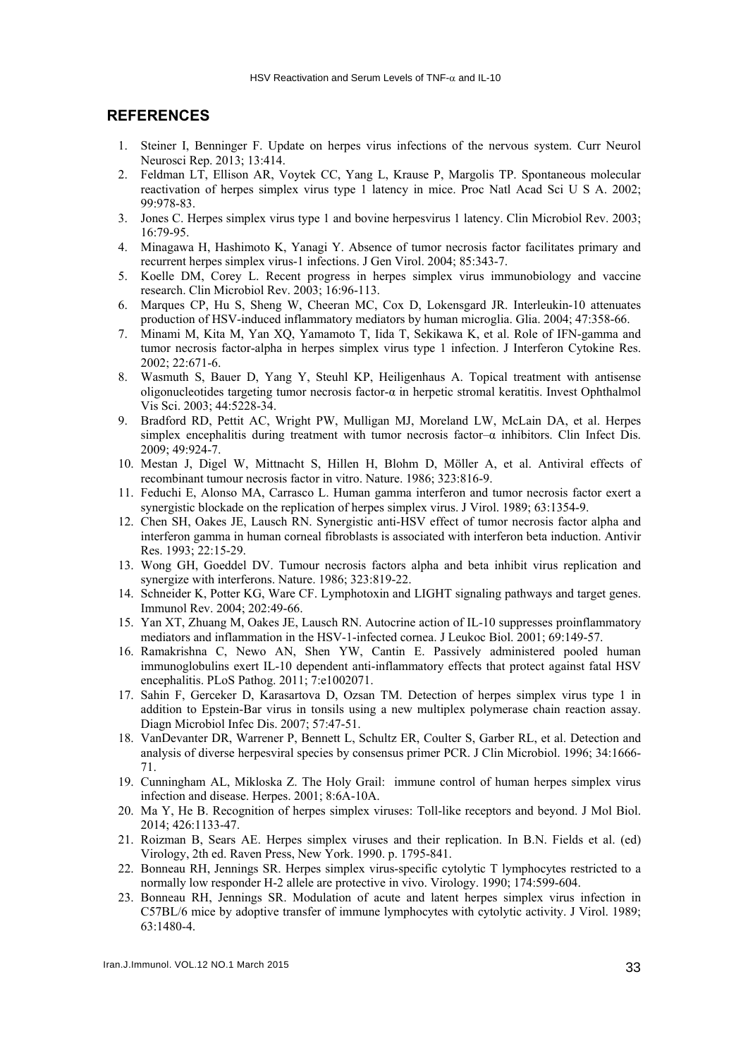## REFERENCES

1. Steiner I, Benninger F. Update on herpes virus infections of the nervous system. Curr Neurol Neurosci Rep. 2013; 13:414.
2. Feldman LT, Ellison AR, Voytek CC, Yang L, Krause P, Margolis TP. Spontaneous molecular reactivation of herpes simplex virus type 1 latency in mice. Proc Natl Acad Sci U S A. 2002; 99:978-83.
3. Jones C. Herpes simplex virus type 1 and bovine herpesvirus 1 latency. Clin Microbiol Rev. 2003; 16:79-95.
4. Minagawa H, Hashimoto K, Yanagi Y. Absence of tumor necrosis factor facilitates primary and recurrent herpes simplex virus-1 infections. J Gen Virol. 2004; 85:343-7.
5. Koelle DM, Corey L. Recent progress in herpes simplex virus immunobiology and vaccine research. Clin Microbiol Rev. 2003; 16:96-113.
6. Marques CP, Hu S, Sheng W, Cheeran MC, Cox D, Lokensgard JR. Interleukin-10 attenuates production of HSV-induced inflammatory mediators by human microglia. Glia. 2004; 47:358-66.
7. Minami M, Kita M, Yan XQ, Yamamoto T, Iida T, Sekikawa K, et al. Role of IFN-gamma and tumor necrosis factor-alpha in herpes simplex virus type 1 infection. J Interferon Cytokine Res. 2002; 22:671-6.
8. Wasmuth S, Bauer D, Yang Y, Steuhl KP, Heiligenhaus A. Topical treatment with antisense oligonucleotides targeting tumor necrosis factor-α in herpetic stromal keratitis. Invest Ophthalmol Vis Sci. 2003; 44:5228-34.
9. Bradford RD, Pettit AC, Wright PW, Mulligan MJ, Moreland LW, McLain DA, et al. Herpes simplex encephalitis during treatment with tumor necrosis factor–α inhibitors. Clin Infect Dis. 2009; 49:924-7.
10. Mestan J, Digel W, Mittnacht S, Hillen H, Blohm D, Möller A, et al. Antiviral effects of recombinant tumour necrosis factor in vitro. Nature. 1986; 323:816-9.
11. Feduchi E, Alonso MA, Carrasco L. Human gamma interferon and tumor necrosis factor exert a synergistic blockade on the replication of herpes simplex virus. J Virol. 1989; 63:1354-9.
12. Chen SH, Oakes JE, Lausch RN. Synergistic anti-HSV effect of tumor necrosis factor alpha and interferon gamma in human corneal fibroblasts is associated with interferon beta induction. Antivir Res. 1993; 22:15-29.
13. Wong GH, Goeddel DV. Tumour necrosis factors alpha and beta inhibit virus replication and synergize with interferons. Nature. 1986; 323:819-22.
14. Schneider K, Potter KG, Ware CF. Lymphotoxin and LIGHT signaling pathways and target genes. Immunol Rev. 2004; 202:49-66.
15. Yan XT, Zhuang M, Oakes JE, Lausch RN. Autocrine action of IL-10 suppresses proinflammatory mediators and inflammation in the HSV-1-infected cornea. J Leukoc Biol. 2001; 69:149-57.
16. Ramakrishna C, Newo AN, Shen YW, Cantin E. Passively administered pooled human immunoglobulins exert IL-10 dependent anti-inflammatory effects that protect against fatal HSV encephalitis. PLoS Pathog. 2011; 7:e1002071.
17. Sahin F, Gerceker D, Karasartova D, Ozsan TM. Detection of herpes simplex virus type 1 in addition to Epstein-Bar virus in tonsils using a new multiplex polymerase chain reaction assay. Diagn Microbiol Infec Dis. 2007; 57:47-51.
18. VanDevanter DR, Warrener P, Bennett L, Schultz ER, Coulter S, Garber RL, et al. Detection and analysis of diverse herpesviral species by consensus primer PCR. J Clin Microbiol. 1996; 34:1666-71.
19. Cunningham AL, Mikloska Z. The Holy Grail: immune control of human herpes simplex virus infection and disease. Herpes. 2001; 8:6A-10A.
20. Ma Y, He B. Recognition of herpes simplex viruses: Toll-like receptors and beyond. J Mol Biol. 2014; 426:1133-47.
21. Roizman B, Sears AE. Herpes simplex viruses and their replication. In B.N. Fields et al. (ed) Virology, 2th ed. Raven Press, New York. 1990. p. 1795-841.
22. Bonneau RH, Jennings SR. Herpes simplex virus-specific cytolytic T lymphocytes restricted to a normally low responder H-2 allele are protective in vivo. Virology. 1990; 174:599-604.
23. Bonneau RH, Jennings SR. Modulation of acute and latent herpes simplex virus infection in C57BL/6 mice by adoptive transfer of immune lymphocytes with cytolytic activity. J Virol. 1989; 63:1480-4.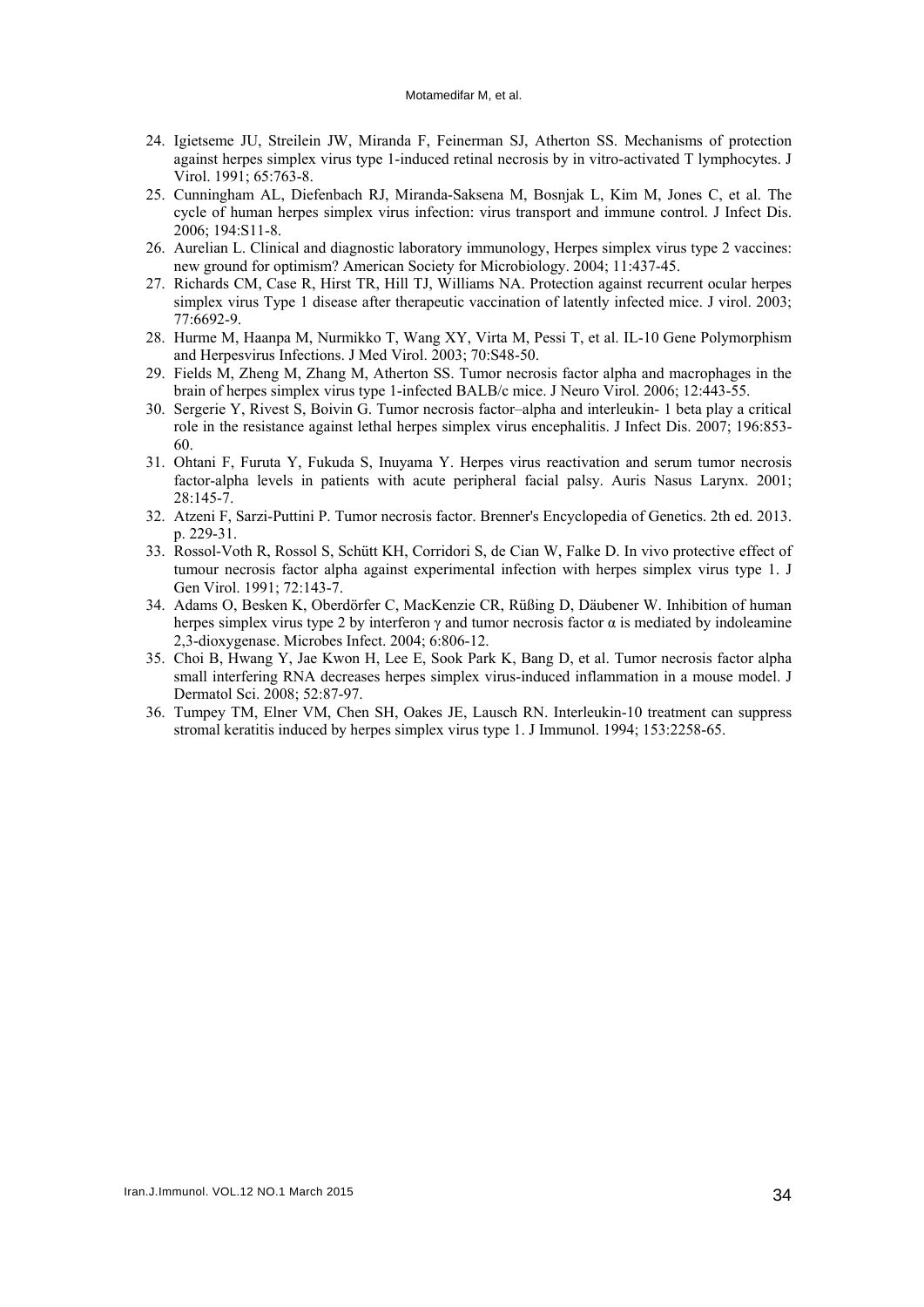24. Igietseme JU, Streilein JW, Miranda F, Feinerman SJ, Atherton SS. Mechanisms of protection against herpes simplex virus type 1-induced retinal necrosis by in vitro-activated T lymphocytes. J Virol. 1991; 65:763-8.
25. Cunningham AL, Diefenbach RJ, Miranda-Saksena M, Bosnjak L, Kim M, Jones C, et al. The cycle of human herpes simplex virus infection: virus transport and immune control. J Infect Dis. 2006; 194:S11-8.
26. Aurelian L. Clinical and diagnostic laboratory immunology, Herpes simplex virus type 2 vaccines: new ground for optimism? American Society for Microbiology. 2004; 11:437-45.
27. Richards CM, Case R, Hirst TR, Hill TJ, Williams NA. Protection against recurrent ocular herpes simplex virus Type 1 disease after therapeutic vaccination of latently infected mice. J virol. 2003; 77:6692-9.
28. Hurme M, Haanpa M, Nurmikko T, Wang XY, Virta M, Pessi T, et al. IL-10 Gene Polymorphism and Herpesvirus Infections. J Med Virol. 2003; 70:S48-50.
29. Fields M, Zheng M, Zhang M, Atherton SS. Tumor necrosis factor alpha and macrophages in the brain of herpes simplex virus type 1-infected BALB/c mice. J Neuro Virol. 2006; 12:443-55.
30. Sergerie Y, Rivest S, Boivin G. Tumor necrosis factor–alpha and interleukin- 1 beta play a critical role in the resistance against lethal herpes simplex virus encephalitis. J Infect Dis. 2007; 196:853-60.
31. Ohtani F, Furuta Y, Fukuda S, Inuyama Y. Herpes virus reactivation and serum tumor necrosis factor-alpha levels in patients with acute peripheral facial palsy. Auris Nasus Larynx. 2001; 28:145-7.
32. Atzeni F, Sarzi-Puttini P. Tumor necrosis factor. Brenner's Encyclopedia of Genetics. 2th ed. 2013. p. 229-31.
33. Rossol-Voth R, Rossol S, Schütt KH, Corridori S, de Cian W, Falke D. In vivo protective effect of tumour necrosis factor alpha against experimental infection with herpes simplex virus type 1. J Gen Virol. 1991; 72:143-7.
34. Adams O, Besken K, Oberdörfer C, MacKenzie CR, Rüßing D, Däubener W. Inhibition of human herpes simplex virus type 2 by interferon γ and tumor necrosis factor α is mediated by indoleamine 2,3-dioxygenase. Microbes Infect. 2004; 6:806-12.
35. Choi B, Hwang Y, Jae Kwon H, Lee E, Sook Park K, Bang D, et al. Tumor necrosis factor alpha small interfering RNA decreases herpes simplex virus-induced inflammation in a mouse model. J Dermatol Sci. 2008; 52:87-97.
36. Tumpey TM, Elner VM, Chen SH, Oakes JE, Lausch RN. Interleukin-10 treatment can suppress stromal keratitis induced by herpes simplex virus type 1. J Immunol. 1994; 153:2258-65.